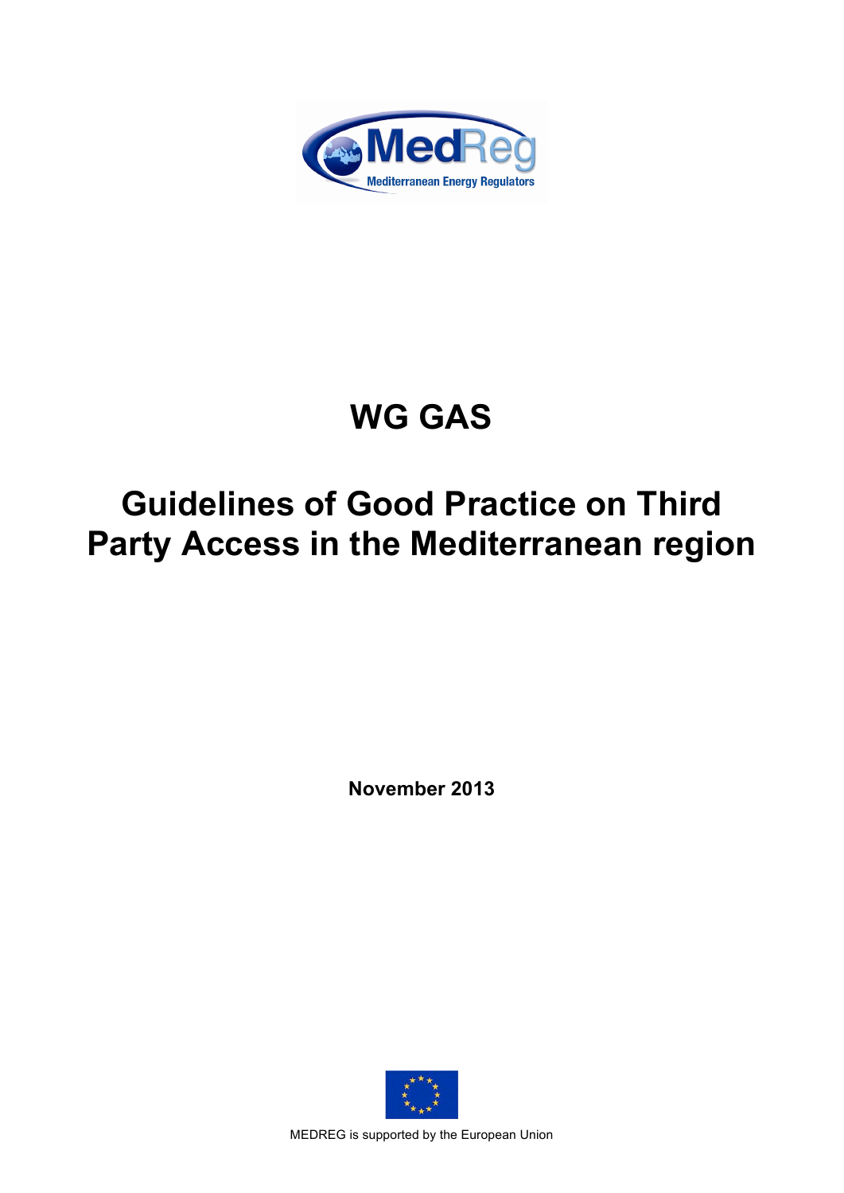MedReg

Mediterranean Energy Regulators

# WG GAS

# Guidelines of Good Practice on Third Party Access in the Mediterranean region

**November 2013**

MEDREG is supported by the European Union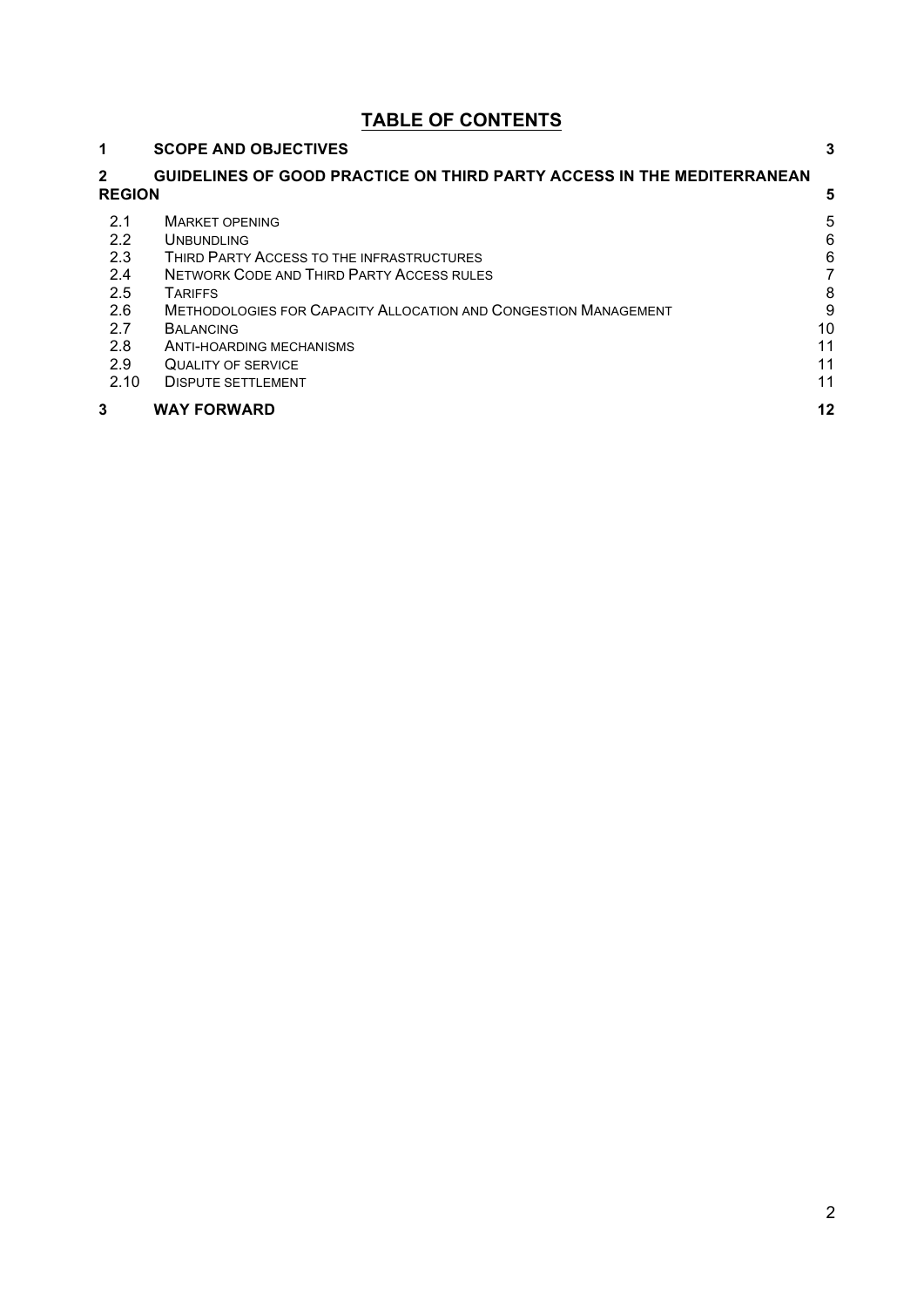# TABLE OF CONTENTS

| | | |
|---|---|---|
| **1** | **SCOPE AND OBJECTIVES** | **3** |
| **2** | **GUIDELINES OF GOOD PRACTICE ON THIRD PARTY ACCESS IN THE MEDITERRANEAN REGION** | **5** |
| 2.1 | MARKET OPENING | 5 |
| 2.2 | UNBUNDLING | 6 |
| 2.3 | THIRD PARTY ACCESS TO THE INFRASTRUCTURES | 6 |
| 2.4 | NETWORK CODE AND THIRD PARTY ACCESS RULES | 7 |
| 2.5 | TARIFFS | 8 |
| 2.6 | METHODOLOGIES FOR CAPACITY ALLOCATION AND CONGESTION MANAGEMENT | 9 |
| 2.7 | BALANCING | 10 |
| 2.8 | ANTI-HOARDING MECHANISMS | 11 |
| 2.9 | QUALITY OF SERVICE | 11 |
| 2.10 | DISPUTE SETTLEMENT | 11 |
| **3** | **WAY FORWARD** | **12** |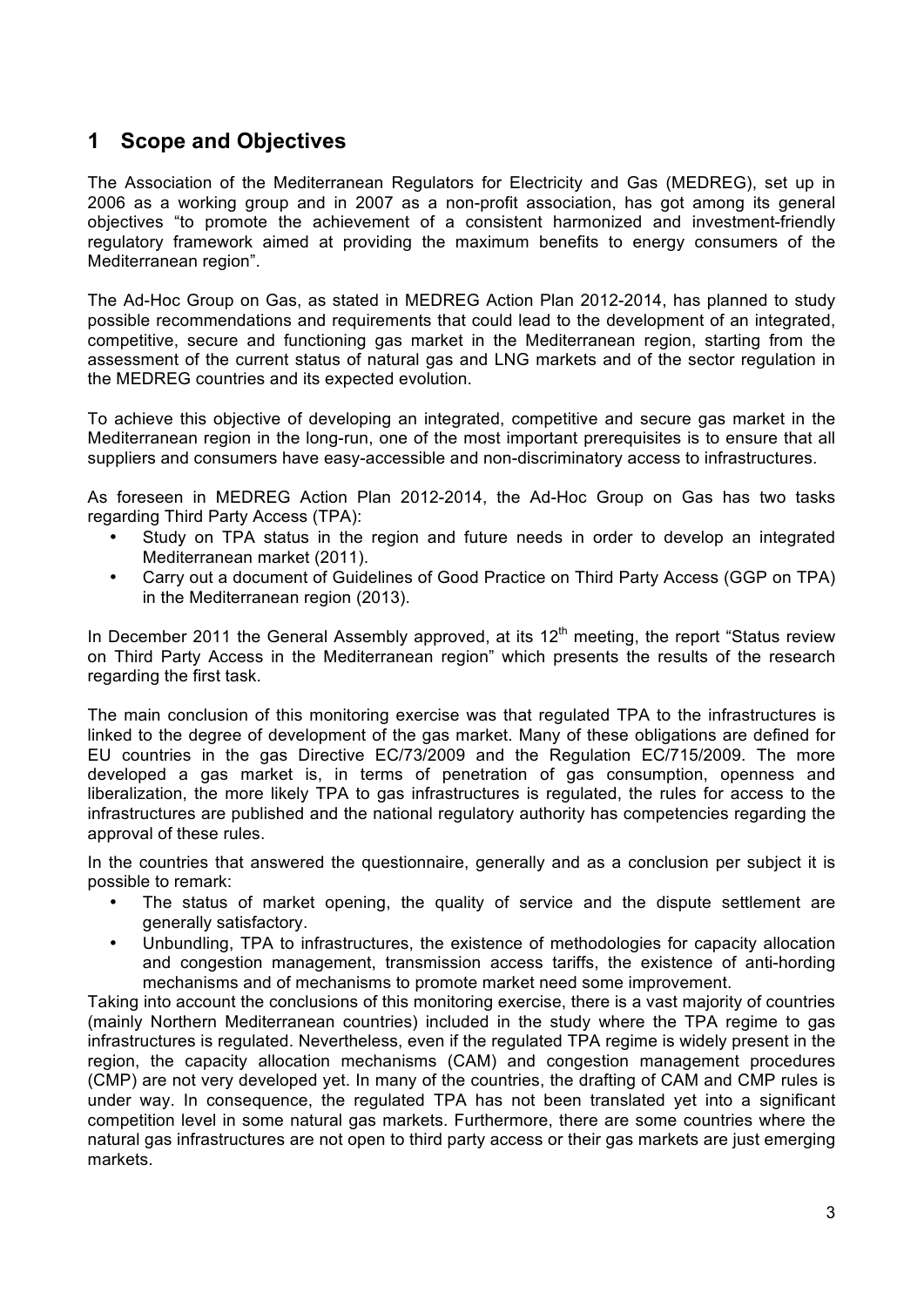# 1 Scope and Objectives

The Association of the Mediterranean Regulators for Electricity and Gas (MEDREG), set up in 2006 as a working group and in 2007 as a non-profit association, has got among its general objectives "to promote the achievement of a consistent harmonized and investment-friendly regulatory framework aimed at providing the maximum benefits to energy consumers of the Mediterranean region".

The Ad-Hoc Group on Gas, as stated in MEDREG Action Plan 2012-2014, has planned to study possible recommendations and requirements that could lead to the development of an integrated, competitive, secure and functioning gas market in the Mediterranean region, starting from the assessment of the current status of natural gas and LNG markets and of the sector regulation in the MEDREG countries and its expected evolution.

To achieve this objective of developing an integrated, competitive and secure gas market in the Mediterranean region in the long-run, one of the most important prerequisites is to ensure that all suppliers and consumers have easy-accessible and non-discriminatory access to infrastructures.

As foreseen in MEDREG Action Plan 2012-2014, the Ad-Hoc Group on Gas has two tasks regarding Third Party Access (TPA):

- Study on TPA status in the region and future needs in order to develop an integrated Mediterranean market (2011).
- Carry out a document of Guidelines of Good Practice on Third Party Access (GGP on TPA) in the Mediterranean region (2013).

In December 2011 the General Assembly approved, at its 12th meeting, the report "Status review on Third Party Access in the Mediterranean region" which presents the results of the research regarding the first task.

The main conclusion of this monitoring exercise was that regulated TPA to the infrastructures is linked to the degree of development of the gas market. Many of these obligations are defined for EU countries in the gas Directive EC/73/2009 and the Regulation EC/715/2009. The more developed a gas market is, in terms of penetration of gas consumption, openness and liberalization, the more likely TPA to gas infrastructures is regulated, the rules for access to the infrastructures are published and the national regulatory authority has competencies regarding the approval of these rules.

In the countries that answered the questionnaire, generally and as a conclusion per subject it is possible to remark:

- The status of market opening, the quality of service and the dispute settlement are generally satisfactory.
- Unbundling, TPA to infrastructures, the existence of methodologies for capacity allocation and congestion management, transmission access tariffs, the existence of anti-hording mechanisms and of mechanisms to promote market need some improvement.

Taking into account the conclusions of this monitoring exercise, there is a vast majority of countries (mainly Northern Mediterranean countries) included in the study where the TPA regime to gas infrastructures is regulated. Nevertheless, even if the regulated TPA regime is widely present in the region, the capacity allocation mechanisms (CAM) and congestion management procedures (CMP) are not very developed yet. In many of the countries, the drafting of CAM and CMP rules is under way. In consequence, the regulated TPA has not been translated yet into a significant competition level in some natural gas markets. Furthermore, there are some countries where the natural gas infrastructures are not open to third party access or their gas markets are just emerging markets.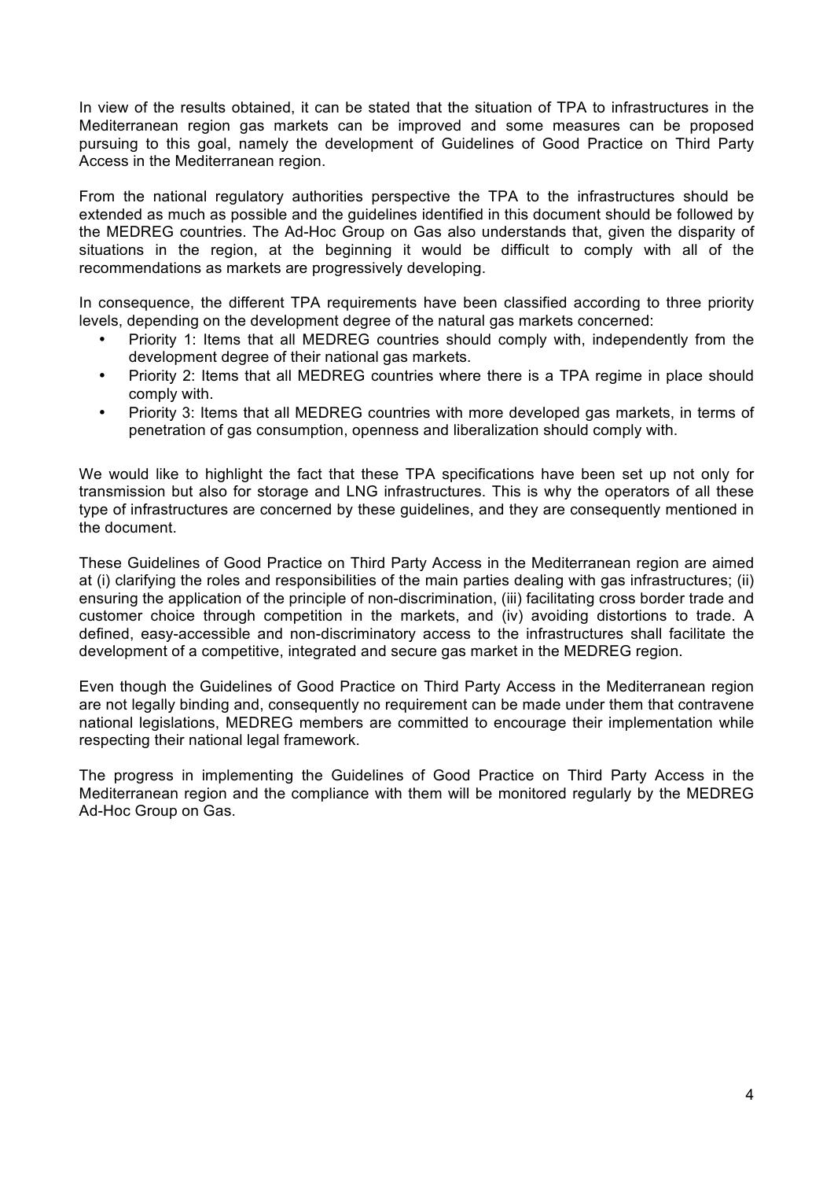In view of the results obtained, it can be stated that the situation of TPA to infrastructures in the Mediterranean region gas markets can be improved and some measures can be proposed pursuing to this goal, namely the development of Guidelines of Good Practice on Third Party Access in the Mediterranean region.

From the national regulatory authorities perspective the TPA to the infrastructures should be extended as much as possible and the guidelines identified in this document should be followed by the MEDREG countries. The Ad-Hoc Group on Gas also understands that, given the disparity of situations in the region, at the beginning it would be difficult to comply with all of the recommendations as markets are progressively developing.

In consequence, the different TPA requirements have been classified according to three priority levels, depending on the development degree of the natural gas markets concerned:

- Priority 1: Items that all MEDREG countries should comply with, independently from the development degree of their national gas markets.
- Priority 2: Items that all MEDREG countries where there is a TPA regime in place should comply with.
- Priority 3: Items that all MEDREG countries with more developed gas markets, in terms of penetration of gas consumption, openness and liberalization should comply with.

We would like to highlight the fact that these TPA specifications have been set up not only for transmission but also for storage and LNG infrastructures. This is why the operators of all these type of infrastructures are concerned by these guidelines, and they are consequently mentioned in the document.

These Guidelines of Good Practice on Third Party Access in the Mediterranean region are aimed at (i) clarifying the roles and responsibilities of the main parties dealing with gas infrastructures; (ii) ensuring the application of the principle of non-discrimination, (iii) facilitating cross border trade and customer choice through competition in the markets, and (iv) avoiding distortions to trade. A defined, easy-accessible and non-discriminatory access to the infrastructures shall facilitate the development of a competitive, integrated and secure gas market in the MEDREG region.

Even though the Guidelines of Good Practice on Third Party Access in the Mediterranean region are not legally binding and, consequently no requirement can be made under them that contravene national legislations, MEDREG members are committed to encourage their implementation while respecting their national legal framework.

The progress in implementing the Guidelines of Good Practice on Third Party Access in the Mediterranean region and the compliance with them will be monitored regularly by the MEDREG Ad-Hoc Group on Gas.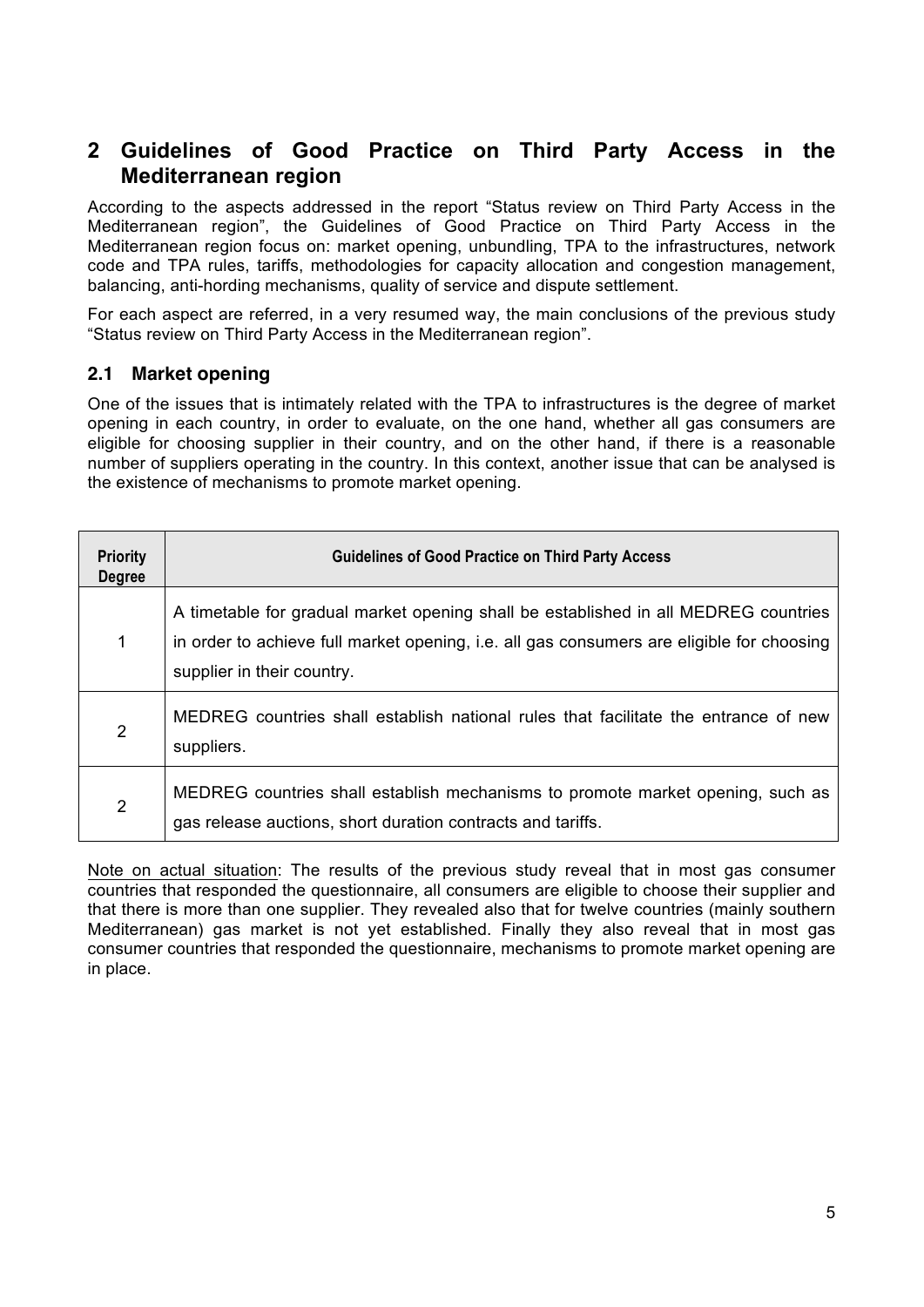## 2 Guidelines of Good Practice on Third Party Access in the Mediterranean region

According to the aspects addressed in the report "Status review on Third Party Access in the Mediterranean region", the Guidelines of Good Practice on Third Party Access in the Mediterranean region focus on: market opening, unbundling, TPA to the infrastructures, network code and TPA rules, tariffs, methodologies for capacity allocation and congestion management, balancing, anti-hording mechanisms, quality of service and dispute settlement.

For each aspect are referred, in a very resumed way, the main conclusions of the previous study "Status review on Third Party Access in the Mediterranean region".

### 2.1 Market opening

One of the issues that is intimately related with the TPA to infrastructures is the degree of market opening in each country, in order to evaluate, on the one hand, whether all gas consumers are eligible for choosing supplier in their country, and on the other hand, if there is a reasonable number of suppliers operating in the country. In this context, another issue that can be analysed is the existence of mechanisms to promote market opening.

| Priority Degree | Guidelines of Good Practice on Third Party Access |
|---|---|
| 1 | A timetable for gradual market opening shall be established in all MEDREG countries in order to achieve full market opening, i.e. all gas consumers are eligible for choosing supplier in their country. |
| 2 | MEDREG countries shall establish national rules that facilitate the entrance of new suppliers. |
| 2 | MEDREG countries shall establish mechanisms to promote market opening, such as gas release auctions, short duration contracts and tariffs. |

Note on actual situation: The results of the previous study reveal that in most gas consumer countries that responded the questionnaire, all consumers are eligible to choose their supplier and that there is more than one supplier. They revealed also that for twelve countries (mainly southern Mediterranean) gas market is not yet established. Finally they also reveal that in most gas consumer countries that responded the questionnaire, mechanisms to promote market opening are in place.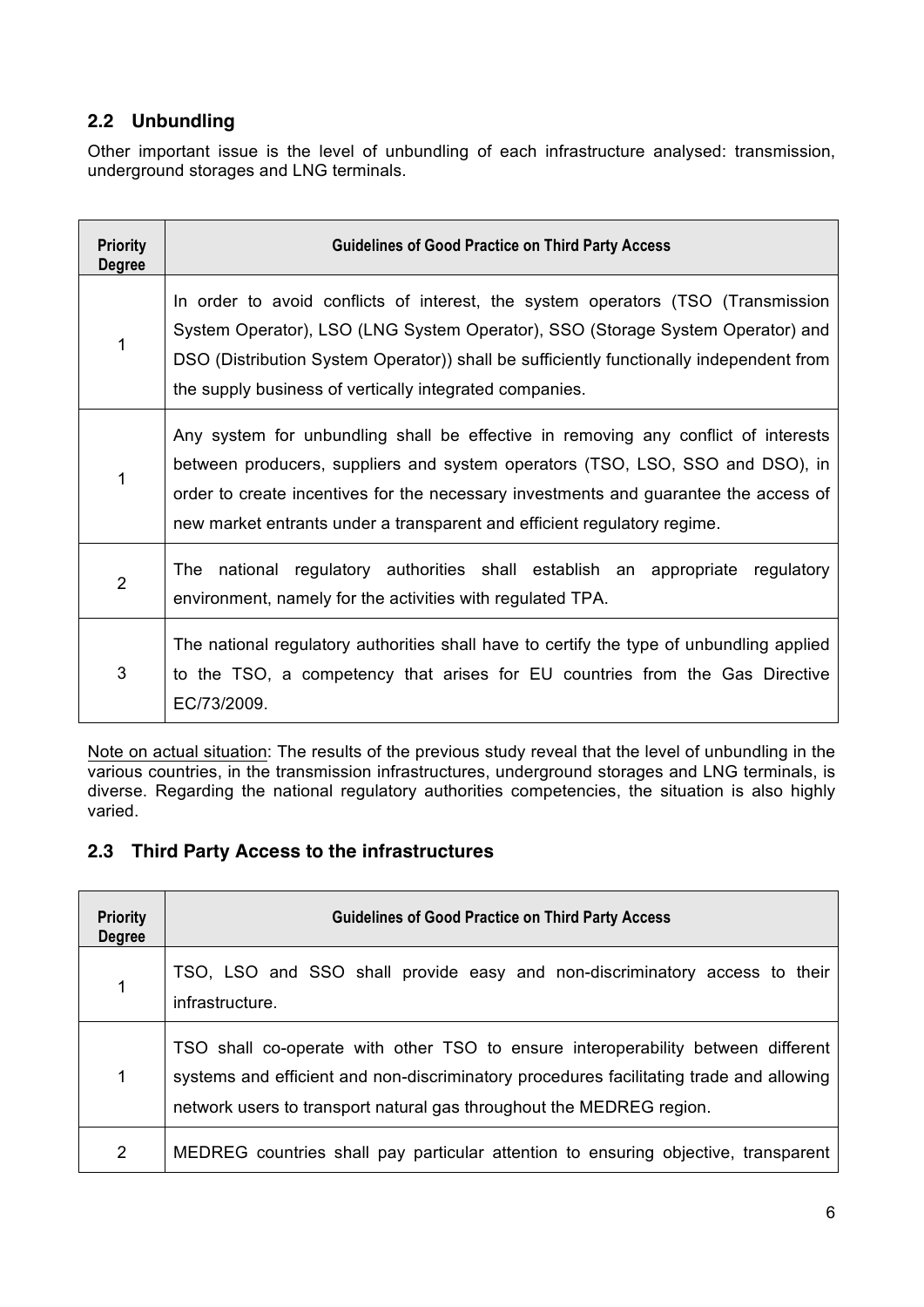## 2.2 Unbundling

Other important issue is the level of unbundling of each infrastructure analysed: transmission, underground storages and LNG terminals.

| Priority Degree | Guidelines of Good Practice on Third Party Access |
|---|---|
| 1 | In order to avoid conflicts of interest, the system operators (TSO (Transmission System Operator), LSO (LNG System Operator), SSO (Storage System Operator) and DSO (Distribution System Operator)) shall be sufficiently functionally independent from the supply business of vertically integrated companies. |
| 1 | Any system for unbundling shall be effective in removing any conflict of interests between producers, suppliers and system operators (TSO, LSO, SSO and DSO), in order to create incentives for the necessary investments and guarantee the access of new market entrants under a transparent and efficient regulatory regime. |
| 2 | The national regulatory authorities shall establish an appropriate regulatory environment, namely for the activities with regulated TPA. |
| 3 | The national regulatory authorities shall have to certify the type of unbundling applied to the TSO, a competency that arises for EU countries from the Gas Directive EC/73/2009. |

Note on actual situation: The results of the previous study reveal that the level of unbundling in the various countries, in the transmission infrastructures, underground storages and LNG terminals, is diverse. Regarding the national regulatory authorities competencies, the situation is also highly varied.

## 2.3 Third Party Access to the infrastructures

| Priority Degree | Guidelines of Good Practice on Third Party Access |
|---|---|
| 1 | TSO, LSO and SSO shall provide easy and non-discriminatory access to their infrastructure. |
| 1 | TSO shall co-operate with other TSO to ensure interoperability between different systems and efficient and non-discriminatory procedures facilitating trade and allowing network users to transport natural gas throughout the MEDREG region. |
| 2 | MEDREG countries shall pay particular attention to ensuring objective, transparent |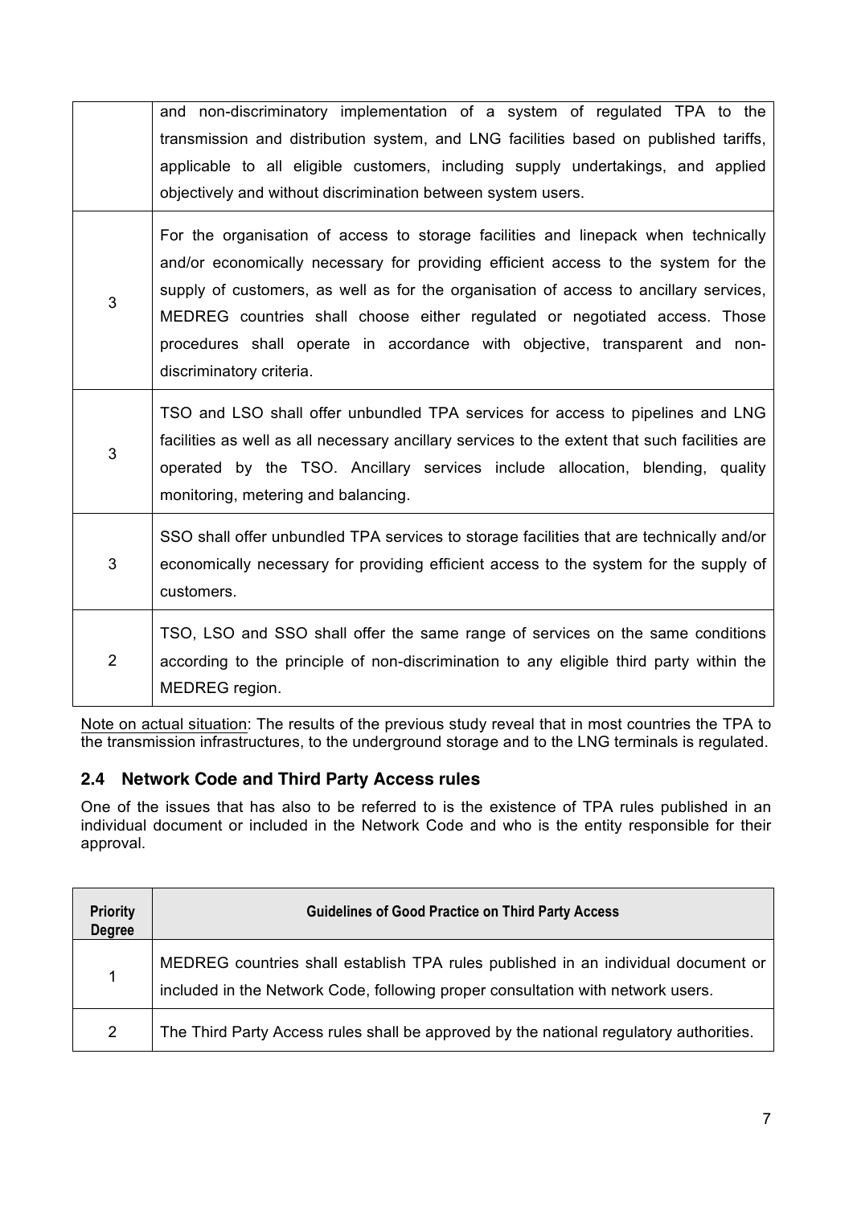| | |
|---|---|
| | and non-discriminatory implementation of a system of regulated TPA to the transmission and distribution system, and LNG facilities based on published tariffs, applicable to all eligible customers, including supply undertakings, and applied objectively and without discrimination between system users. |
| 3 | For the organisation of access to storage facilities and linepack when technically and/or economically necessary for providing efficient access to the system for the supply of customers, as well as for the organisation of access to ancillary services, MEDREG countries shall choose either regulated or negotiated access. Those procedures shall operate in accordance with objective, transparent and non-discriminatory criteria. |
| 3 | TSO and LSO shall offer unbundled TPA services for access to pipelines and LNG facilities as well as all necessary ancillary services to the extent that such facilities are operated by the TSO. Ancillary services include allocation, blending, quality monitoring, metering and balancing. |
| 3 | SSO shall offer unbundled TPA services to storage facilities that are technically and/or economically necessary for providing efficient access to the system for the supply of customers. |
| 2 | TSO, LSO and SSO shall offer the same range of services on the same conditions according to the principle of non-discrimination to any eligible third party within the MEDREG region. |

Note on actual situation: The results of the previous study reveal that in most countries the TPA to the transmission infrastructures, to the underground storage and to the LNG terminals is regulated.

## 2.4 Network Code and Third Party Access rules

One of the issues that has also to be referred to is the existence of TPA rules published in an individual document or included in the Network Code and who is the entity responsible for their approval.

| Priority Degree | Guidelines of Good Practice on Third Party Access |
|---|---|
| 1 | MEDREG countries shall establish TPA rules published in an individual document or included in the Network Code, following proper consultation with network users. |
| 2 | The Third Party Access rules shall be approved by the national regulatory authorities. |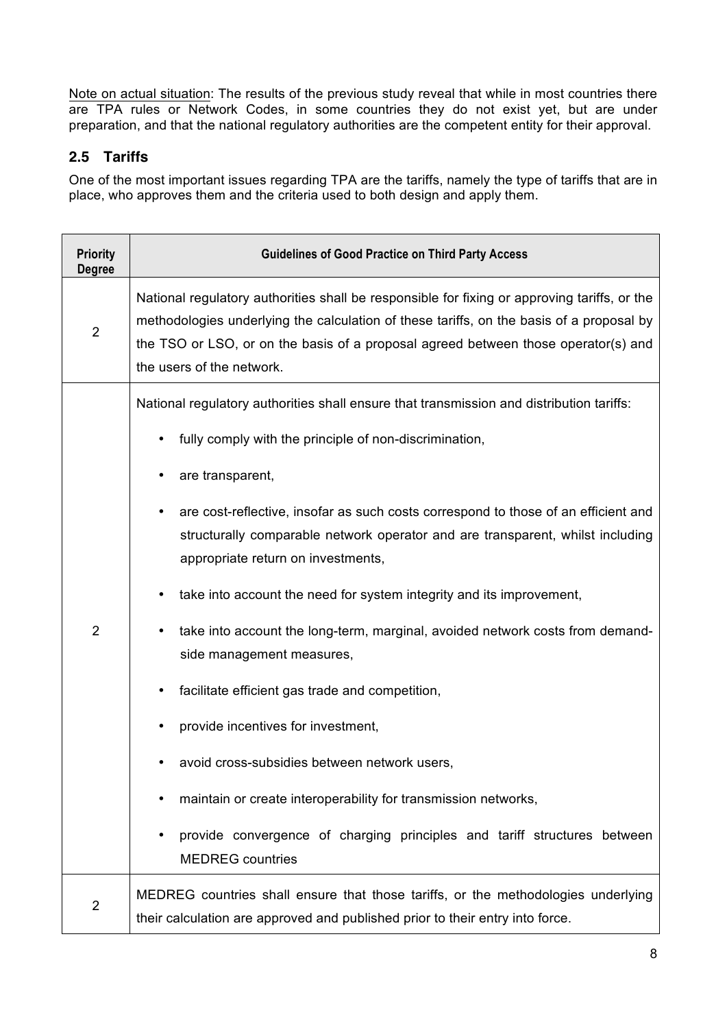Note on actual situation: The results of the previous study reveal that while in most countries there are TPA rules or Network Codes, in some countries they do not exist yet, but are under preparation, and that the national regulatory authorities are the competent entity for their approval.

## 2.5 Tariffs

One of the most important issues regarding TPA are the tariffs, namely the type of tariffs that are in place, who approves them and the criteria used to both design and apply them.

| Priority Degree | Guidelines of Good Practice on Third Party Access |
|---|---|
| 2 | National regulatory authorities shall be responsible for fixing or approving tariffs, or the methodologies underlying the calculation of these tariffs, on the basis of a proposal by the TSO or LSO, or on the basis of a proposal agreed between those operator(s) and the users of the network. |
| 2 | National regulatory authorities shall ensure that transmission and distribution tariffs:<br>• fully comply with the principle of non-discrimination,<br>• are transparent,<br>• are cost-reflective, insofar as such costs correspond to those of an efficient and structurally comparable network operator and are transparent, whilst including appropriate return on investments,<br>• take into account the need for system integrity and its improvement,<br>• take into account the long-term, marginal, avoided network costs from demand-side management measures,<br>• facilitate efficient gas trade and competition,<br>• provide incentives for investment,<br>• avoid cross-subsidies between network users,<br>• maintain or create interoperability for transmission networks,<br>• provide convergence of charging principles and tariff structures between MEDREG countries |
| 2 | MEDREG countries shall ensure that those tariffs, or the methodologies underlying their calculation are approved and published prior to their entry into force. |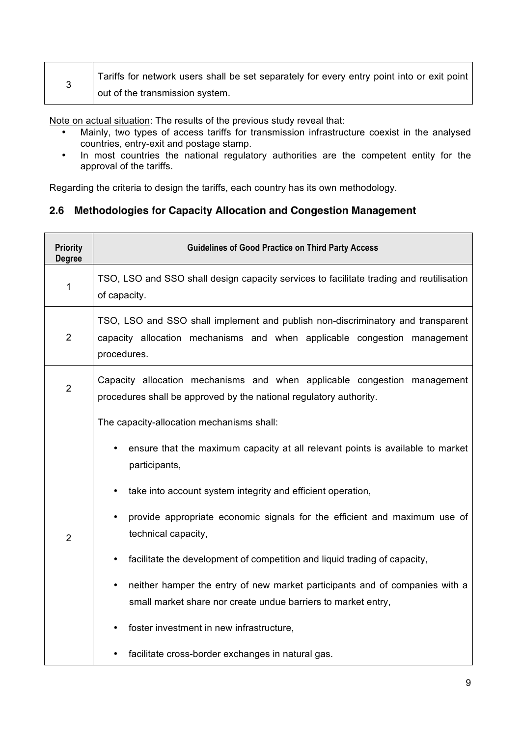| | |
|---|---|
| 3 | Tariffs for network users shall be set separately for every entry point into or exit point out of the transmission system. |

Note on actual situation: The results of the previous study reveal that:

- Mainly, two types of access tariffs for transmission infrastructure coexist in the analysed countries, entry-exit and postage stamp.
- In most countries the national regulatory authorities are the competent entity for the approval of the tariffs.

Regarding the criteria to design the tariffs, each country has its own methodology.

## 2.6 Methodologies for Capacity Allocation and Congestion Management

| Priority Degree | Guidelines of Good Practice on Third Party Access |
|---|---|
| 1 | TSO, LSO and SSO shall design capacity services to facilitate trading and reutilisation of capacity. |
| 2 | TSO, LSO and SSO shall implement and publish non-discriminatory and transparent capacity allocation mechanisms and when applicable congestion management procedures. |
| 2 | Capacity allocation mechanisms and when applicable congestion management procedures shall be approved by the national regulatory authority. |
| 2 | The capacity-allocation mechanisms shall:<br>• ensure that the maximum capacity at all relevant points is available to market participants,<br>• take into account system integrity and efficient operation,<br>• provide appropriate economic signals for the efficient and maximum use of technical capacity,<br>• facilitate the development of competition and liquid trading of capacity,<br>• neither hamper the entry of new market participants and of companies with a small market share nor create undue barriers to market entry,<br>• foster investment in new infrastructure,<br>• facilitate cross-border exchanges in natural gas. |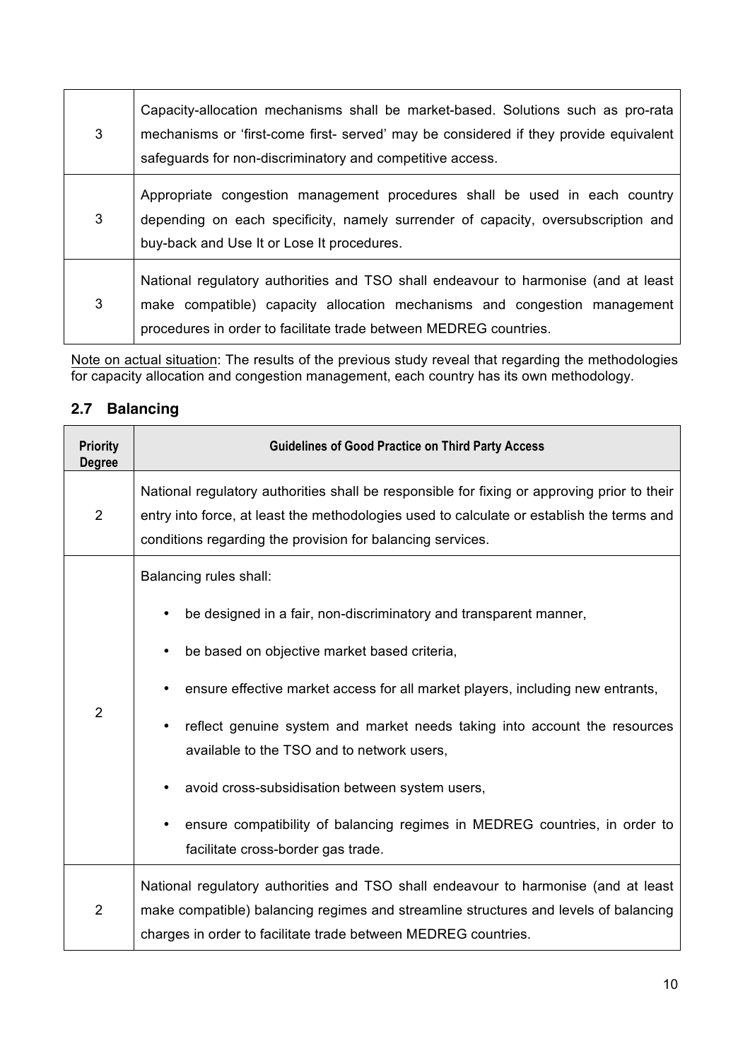| | |
|---|---|
| 3 | Capacity-allocation mechanisms shall be market-based. Solutions such as pro-rata mechanisms or 'first-come first- served' may be considered if they provide equivalent safeguards for non-discriminatory and competitive access. |
| 3 | Appropriate congestion management procedures shall be used in each country depending on each specificity, namely surrender of capacity, oversubscription and buy-back and Use It or Lose It procedures. |
| 3 | National regulatory authorities and TSO shall endeavour to harmonise (and at least make compatible) capacity allocation mechanisms and congestion management procedures in order to facilitate trade between MEDREG countries. |

Note on actual situation: The results of the previous study reveal that regarding the methodologies for capacity allocation and congestion management, each country has its own methodology.

## 2.7 Balancing

| Priority Degree | Guidelines of Good Practice on Third Party Access |
|---|---|
| 2 | National regulatory authorities shall be responsible for fixing or approving prior to their entry into force, at least the methodologies used to calculate or establish the terms and conditions regarding the provision for balancing services. |
| 2 | Balancing rules shall: <br>• be designed in a fair, non-discriminatory and transparent manner, <br>• be based on objective market based criteria, <br>• ensure effective market access for all market players, including new entrants, <br>• reflect genuine system and market needs taking into account the resources available to the TSO and to network users, <br>• avoid cross-subsidisation between system users, <br>• ensure compatibility of balancing regimes in MEDREG countries, in order to facilitate cross-border gas trade. |
| 2 | National regulatory authorities and TSO shall endeavour to harmonise (and at least make compatible) balancing regimes and streamline structures and levels of balancing charges in order to facilitate trade between MEDREG countries. |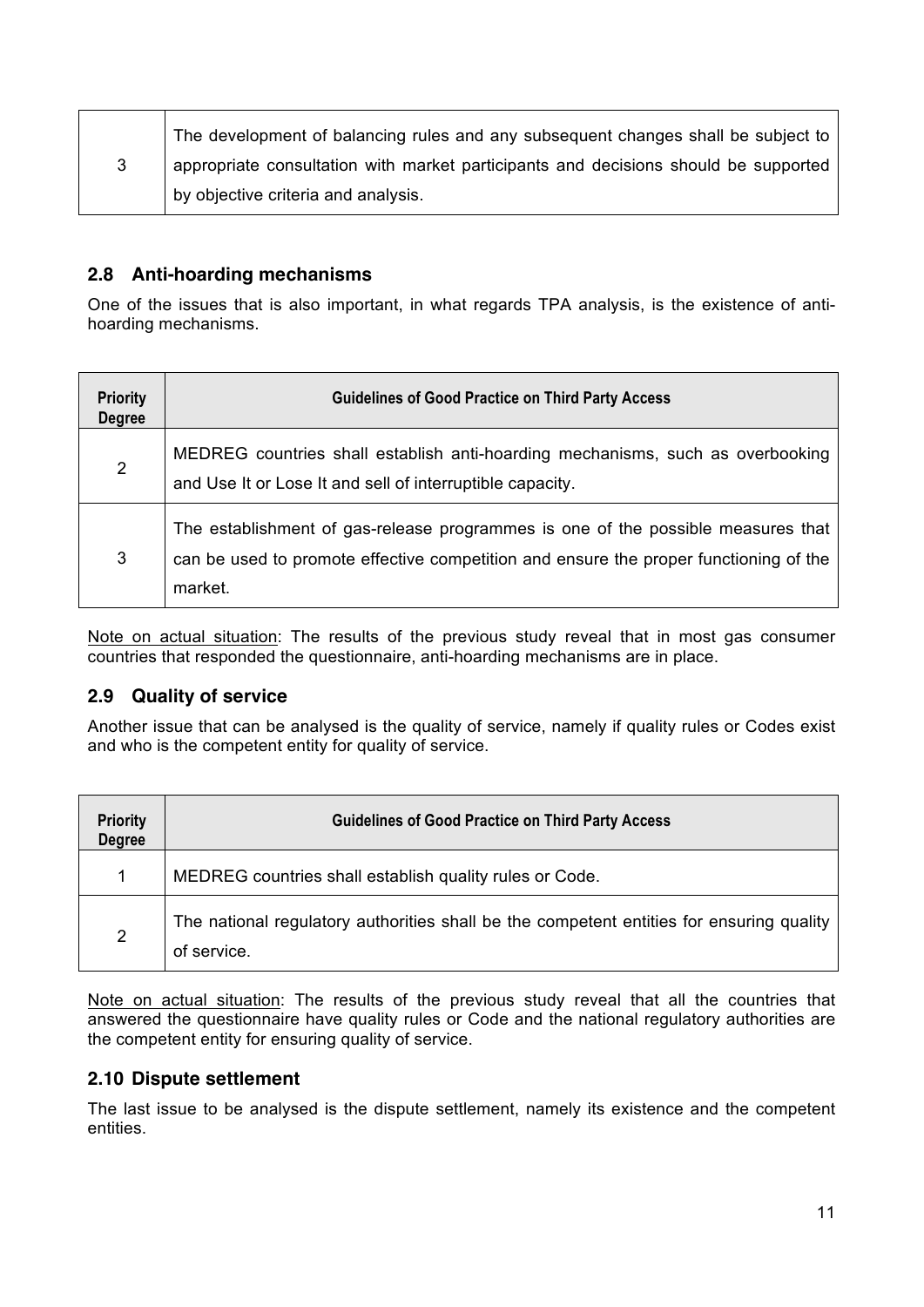| | |
|---|---|
| 3 | The development of balancing rules and any subsequent changes shall be subject to appropriate consultation with market participants and decisions should be supported by objective criteria and analysis. |

### 2.8 Anti-hoarding mechanisms

One of the issues that is also important, in what regards TPA analysis, is the existence of anti-hoarding mechanisms.

| Priority Degree | Guidelines of Good Practice on Third Party Access |
|---|---|
| 2 | MEDREG countries shall establish anti-hoarding mechanisms, such as overbooking and Use It or Lose It and sell of interruptible capacity. |
| 3 | The establishment of gas-release programmes is one of the possible measures that can be used to promote effective competition and ensure the proper functioning of the market. |

Note on actual situation: The results of the previous study reveal that in most gas consumer countries that responded the questionnaire, anti-hoarding mechanisms are in place.

### 2.9 Quality of service

Another issue that can be analysed is the quality of service, namely if quality rules or Codes exist and who is the competent entity for quality of service.

| Priority Degree | Guidelines of Good Practice on Third Party Access |
|---|---|
| 1 | MEDREG countries shall establish quality rules or Code. |
| 2 | The national regulatory authorities shall be the competent entities for ensuring quality of service. |

Note on actual situation: The results of the previous study reveal that all the countries that answered the questionnaire have quality rules or Code and the national regulatory authorities are the competent entity for ensuring quality of service.

### 2.10 Dispute settlement

The last issue to be analysed is the dispute settlement, namely its existence and the competent entities.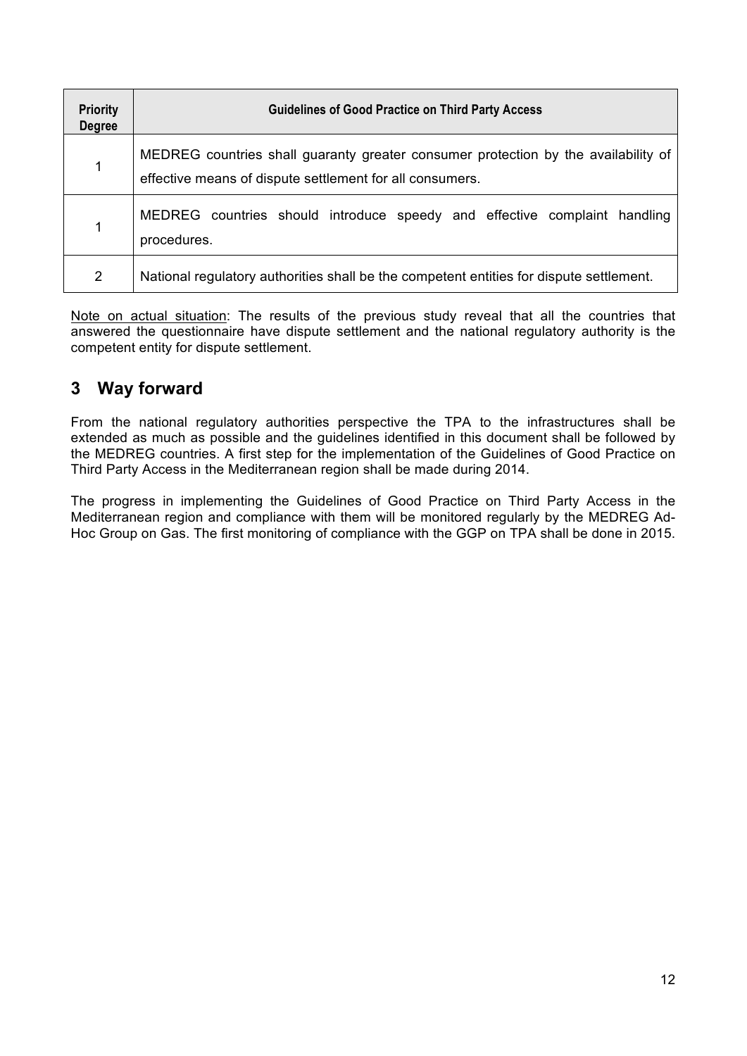| Priority Degree | Guidelines of Good Practice on Third Party Access |
|---|---|
| 1 | MEDREG countries shall guaranty greater consumer protection by the availability of effective means of dispute settlement for all consumers. |
| 1 | MEDREG countries should introduce speedy and effective complaint handling procedures. |
| 2 | National regulatory authorities shall be the competent entities for dispute settlement. |

Note on actual situation: The results of the previous study reveal that all the countries that answered the questionnaire have dispute settlement and the national regulatory authority is the competent entity for dispute settlement.

## 3 Way forward

From the national regulatory authorities perspective the TPA to the infrastructures shall be extended as much as possible and the guidelines identified in this document shall be followed by the MEDREG countries. A first step for the implementation of the Guidelines of Good Practice on Third Party Access in the Mediterranean region shall be made during 2014.

The progress in implementing the Guidelines of Good Practice on Third Party Access in the Mediterranean region and compliance with them will be monitored regularly by the MEDREG Ad-Hoc Group on Gas. The first monitoring of compliance with the GGP on TPA shall be done in 2015.